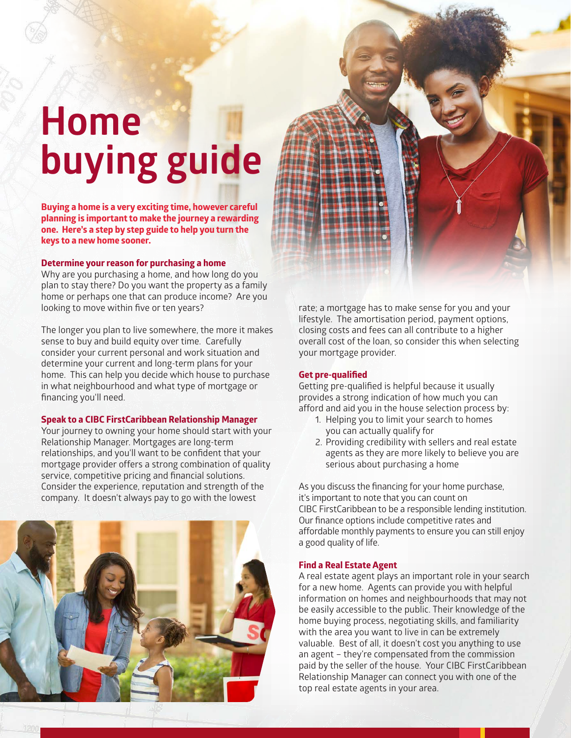# Home buying guide

**Buying a home is a very exciting time, however careful planning is important to make the journey a rewarding one. Here's a step by step guide to help you turn the keys to a new home sooner.**

### Determine your reason for purchasing a home

Why are you purchasing a home, and how long do you plan to stay there? Do you want the property as a family home or perhaps one that can produce income? Are you looking to move within five or ten years?

The longer you plan to live somewhere, the more it makes sense to buy and build equity over time. Carefully consider your current personal and work situation and determine your current and long-term plans for your home. This can help you decide which house to purchase in what neighbourhood and what type of mortgage or financing you'll need.

### Speak to a CIBC FirstCaribbean Relationship Manager

Your journey to owning your home should start with your Relationship Manager. Mortgages are long-term relationships, and you'll want to be confident that your mortgage provider offers a strong combination of quality service, competitive pricing and financial solutions. Consider the experience, reputation and strength of the company. It doesn't always pay to go with the lowest rate; a mortgage has to make sense for you and your lifestyle. The amortisation period, payment options, closing costs and fees can all contribute to a higher overall cost of the loan, so consider this when selecting your mortgage provider.

### Get pre-qualified

Getting pre-qualified is helpful because it usually provides a strong indication of how much you can afford and aid you in the house selection process by:

1. Helping you to limit your search to homes you can actually qualify for
2. Providing credibility with sellers and real estate agents as they are more likely to believe you are serious about purchasing a home

As you discuss the financing for your home purchase, it's important to note that you can count on CIBC FirstCaribbean to be a responsible lending institution. Our finance options include competitive rates and affordable monthly payments to ensure you can still enjoy a good quality of life.

### Find a Real Estate Agent

A real estate agent plays an important role in your search for a new home. Agents can provide you with helpful information on homes and neighbourhoods that may not be easily accessible to the public. Their knowledge of the home buying process, negotiating skills, and familiarity with the area you want to live in can be extremely valuable. Best of all, it doesn't cost you anything to use an agent – they're compensated from the commission paid by the seller of the house. Your CIBC FirstCaribbean Relationship Manager can connect you with one of the top real estate agents in your area.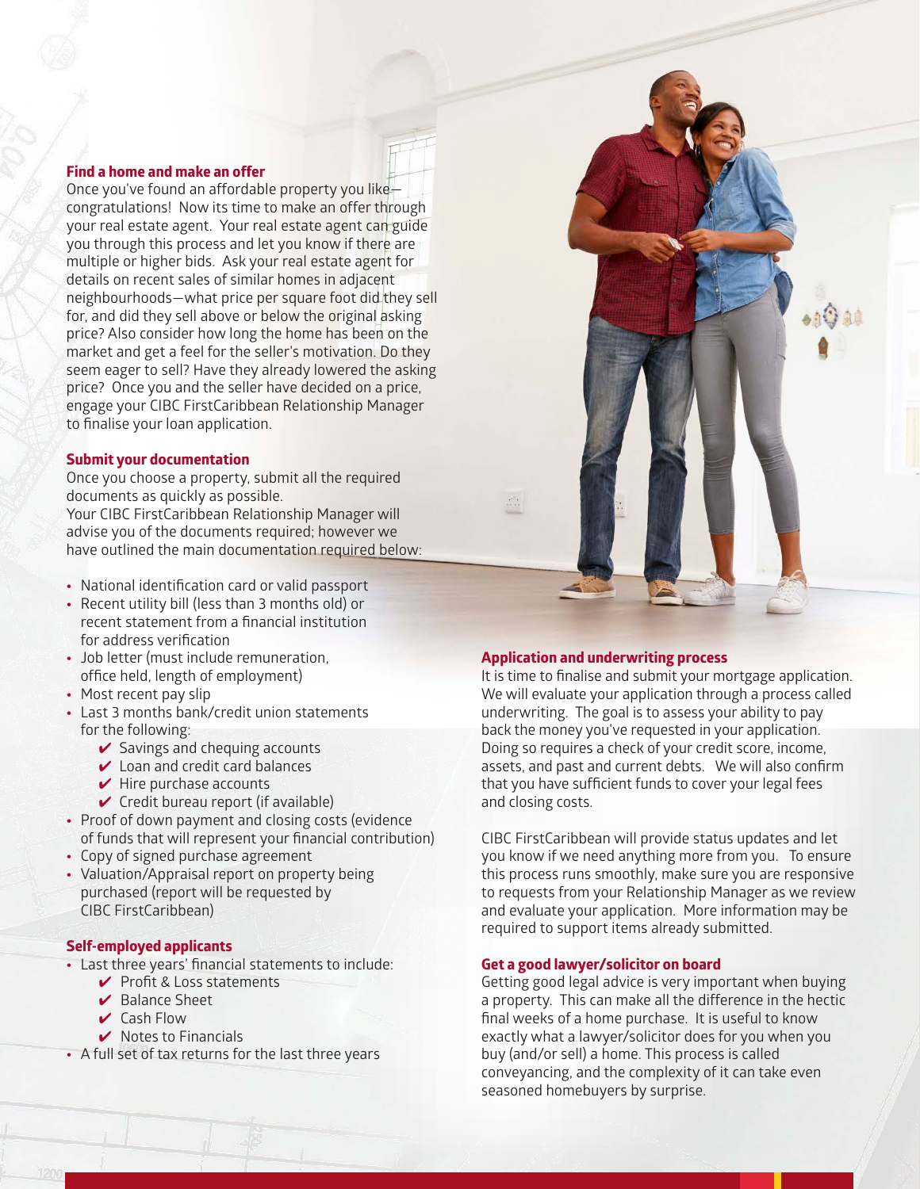## Find a home and make an offer

Once you've found an affordable property you like—congratulations! Now its time to make an offer through your real estate agent. Your real estate agent can guide you through this process and let you know if there are multiple or higher bids. Ask your real estate agent for details on recent sales of similar homes in adjacent neighbourhoods—what price per square foot did they sell for, and did they sell above or below the original asking price? Also consider how long the home has been on the market and get a feel for the seller's motivation. Do they seem eager to sell? Have they already lowered the asking price? Once you and the seller have decided on a price, engage your CIBC FirstCaribbean Relationship Manager to finalise your loan application.

## Submit your documentation

Once you choose a property, submit all the required documents as quickly as possible.
Your CIBC FirstCaribbean Relationship Manager will advise you of the documents required; however we have outlined the main documentation required below:

- National identification card or valid passport
- Recent utility bill (less than 3 months old) or recent statement from a financial institution for address verification
- Job letter (must include remuneration, office held, length of employment)
- Most recent pay slip
- Last 3 months bank/credit union statements for the following:
  - ✔ Savings and chequing accounts
  - ✔ Loan and credit card balances
  - ✔ Hire purchase accounts
  - ✔ Credit bureau report (if available)
- Proof of down payment and closing costs (evidence of funds that will represent your financial contribution)
- Copy of signed purchase agreement
- Valuation/Appraisal report on property being purchased (report will be requested by CIBC FirstCaribbean)

## Self-employed applicants

- Last three years' financial statements to include:
  - ✔ Profit & Loss statements
  - ✔ Balance Sheet
  - ✔ Cash Flow
  - ✔ Notes to Financials
- A full set of tax returns for the last three years

## Application and underwriting process

It is time to finalise and submit your mortgage application. We will evaluate your application through a process called underwriting. The goal is to assess your ability to pay back the money you've requested in your application. Doing so requires a check of your credit score, income, assets, and past and current debts. We will also confirm that you have sufficient funds to cover your legal fees and closing costs.

CIBC FirstCaribbean will provide status updates and let you know if we need anything more from you. To ensure this process runs smoothly, make sure you are responsive to requests from your Relationship Manager as we review and evaluate your application. More information may be required to support items already submitted.

## Get a good lawyer/solicitor on board

Getting good legal advice is very important when buying a property. This can make all the difference in the hectic final weeks of a home purchase. It is useful to know exactly what a lawyer/solicitor does for you when you buy (and/or sell) a home. This process is called conveyancing, and the complexity of it can take even seasoned homebuyers by surprise.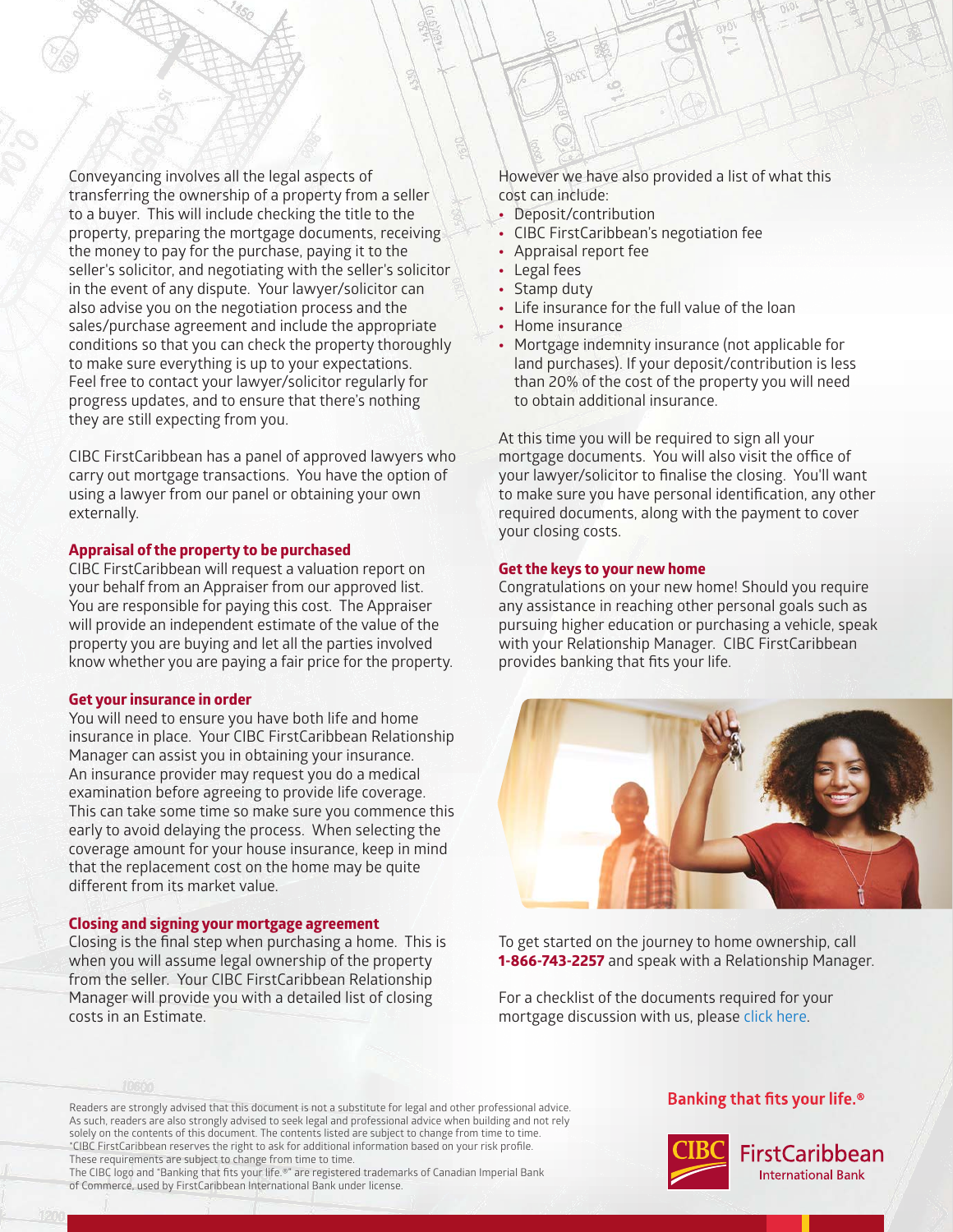Conveyancing involves all the legal aspects of transferring the ownership of a property from a seller to a buyer. This will include checking the title to the property, preparing the mortgage documents, receiving the money to pay for the purchase, paying it to the seller's solicitor, and negotiating with the seller's solicitor in the event of any dispute. Your lawyer/solicitor can also advise you on the negotiation process and the sales/purchase agreement and include the appropriate conditions so that you can check the property thoroughly to make sure everything is up to your expectations. Feel free to contact your lawyer/solicitor regularly for progress updates, and to ensure that there's nothing they are still expecting from you.

CIBC FirstCaribbean has a panel of approved lawyers who carry out mortgage transactions. You have the option of using a lawyer from our panel or obtaining your own externally.

**Appraisal of the property to be purchased**

CIBC FirstCaribbean will request a valuation report on your behalf from an Appraiser from our approved list. You are responsible for paying this cost. The Appraiser will provide an independent estimate of the value of the property you are buying and let all the parties involved know whether you are paying a fair price for the property.

**Get your insurance in order**

You will need to ensure you have both life and home insurance in place. Your CIBC FirstCaribbean Relationship Manager can assist you in obtaining your insurance. An insurance provider may request you do a medical examination before agreeing to provide life coverage. This can take some time so make sure you commence this early to avoid delaying the process. When selecting the coverage amount for your house insurance, keep in mind that the replacement cost on the home may be quite different from its market value.

**Closing and signing your mortgage agreement**

Closing is the final step when purchasing a home. This is when you will assume legal ownership of the property from the seller. Your CIBC FirstCaribbean Relationship Manager will provide you with a detailed list of closing costs in an Estimate.

However we have also provided a list of what this cost can include:

- Deposit/contribution
- CIBC FirstCaribbean's negotiation fee
- Appraisal report fee
- Legal fees
- Stamp duty
- Life insurance for the full value of the loan
- Home insurance
- Mortgage indemnity insurance (not applicable for land purchases). If your deposit/contribution is less than 20% of the cost of the property you will need to obtain additional insurance.

At this time you will be required to sign all your mortgage documents. You will also visit the office of your lawyer/solicitor to finalise the closing. You'll want to make sure you have personal identification, any other required documents, along with the payment to cover your closing costs.

**Get the keys to your new home**

Congratulations on your new home! Should you require any assistance in reaching other personal goals such as pursuing higher education or purchasing a vehicle, speak with your Relationship Manager. CIBC FirstCaribbean provides banking that fits your life.

To get started on the journey to home ownership, call **1-866-743-2257** and speak with a Relationship Manager.

For a checklist of the documents required for your mortgage discussion with us, please click here.

Readers are strongly advised that this document is not a substitute for legal and other professional advice. As such, readers are also strongly advised to seek legal and professional advice when building and not rely solely on the contents of this document. The contents listed are subject to change from time to time.
*CIBC FirstCaribbean reserves the right to ask for additional information based on your risk profile. These requirements are subject to change from time to time.
The CIBC logo and "Banking that fits your life.®" are registered trademarks of Canadian Imperial Bank of Commerce, used by FirstCaribbean International Bank under license.

**Banking that fits your life.®**

CIBC FirstCaribbean International Bank